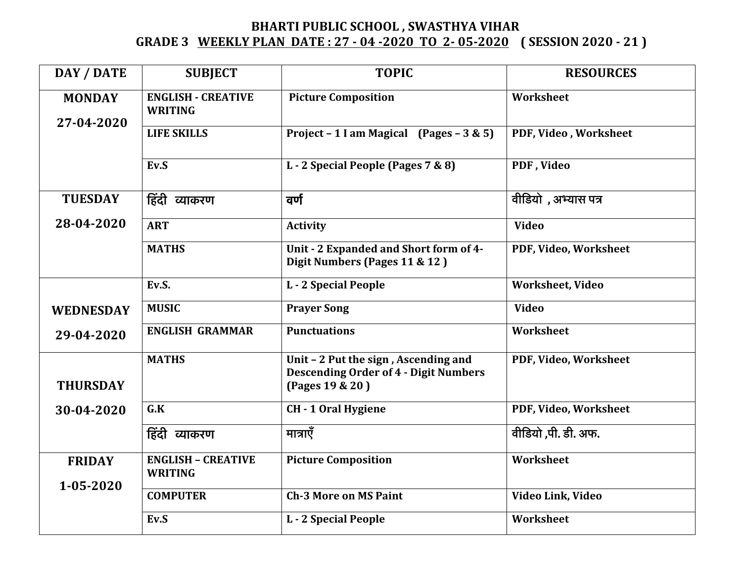## BHARTI PUBLIC SCHOOL , SWASTHYA VIHAR

## GRADE 3 WEEKLY PLAN DATE : 27 - 04 -2020 TO 2- 05-2020 ( SESSION 2020 - 21 )

| DAY / DATE | SUBJECT | TOPIC | RESOURCES |
|---|---|---|---|
| **MONDAY 27-04-2020** | ENGLISH - CREATIVE WRITING | Picture Composition | Worksheet |
| | LIFE SKILLS | Project – 1 I am Magical (Pages – 3 & 5) | PDF, Video , Worksheet |
| | Ev.S | L - 2 Special People (Pages 7 & 8) | PDF , Video |
| **TUESDAY 28-04-2020** | हिंदी व्याकरण | वर्ण | वीडियो , अभ्यास पत्र |
| | ART | Activity | Video |
| | MATHS | Unit - 2 Expanded and Short form of 4-Digit Numbers (Pages 11 & 12 ) | PDF, Video, Worksheet |
| **WEDNESDAY 29-04-2020** | Ev.S. | L - 2 Special People | Worksheet, Video |
| | MUSIC | Prayer Song | Video |
| | ENGLISH GRAMMAR | Punctuations | Worksheet |
| **THURSDAY 30-04-2020** | MATHS | Unit – 2 Put the sign , Ascending and Descending Order of 4 - Digit Numbers (Pages 19 & 20 ) | PDF, Video, Worksheet |
| | G.K | CH - 1 Oral Hygiene | PDF, Video, Worksheet |
| | हिंदी व्याकरण | मात्राएँ | वीडियो ,पी. डी. अफ. |
| **FRIDAY 1-05-2020** | ENGLISH – CREATIVE WRITING | Picture Composition | Worksheet |
| | COMPUTER | Ch-3 More on MS Paint | Video Link, Video |
| | Ev.S | L - 2 Special People | Worksheet |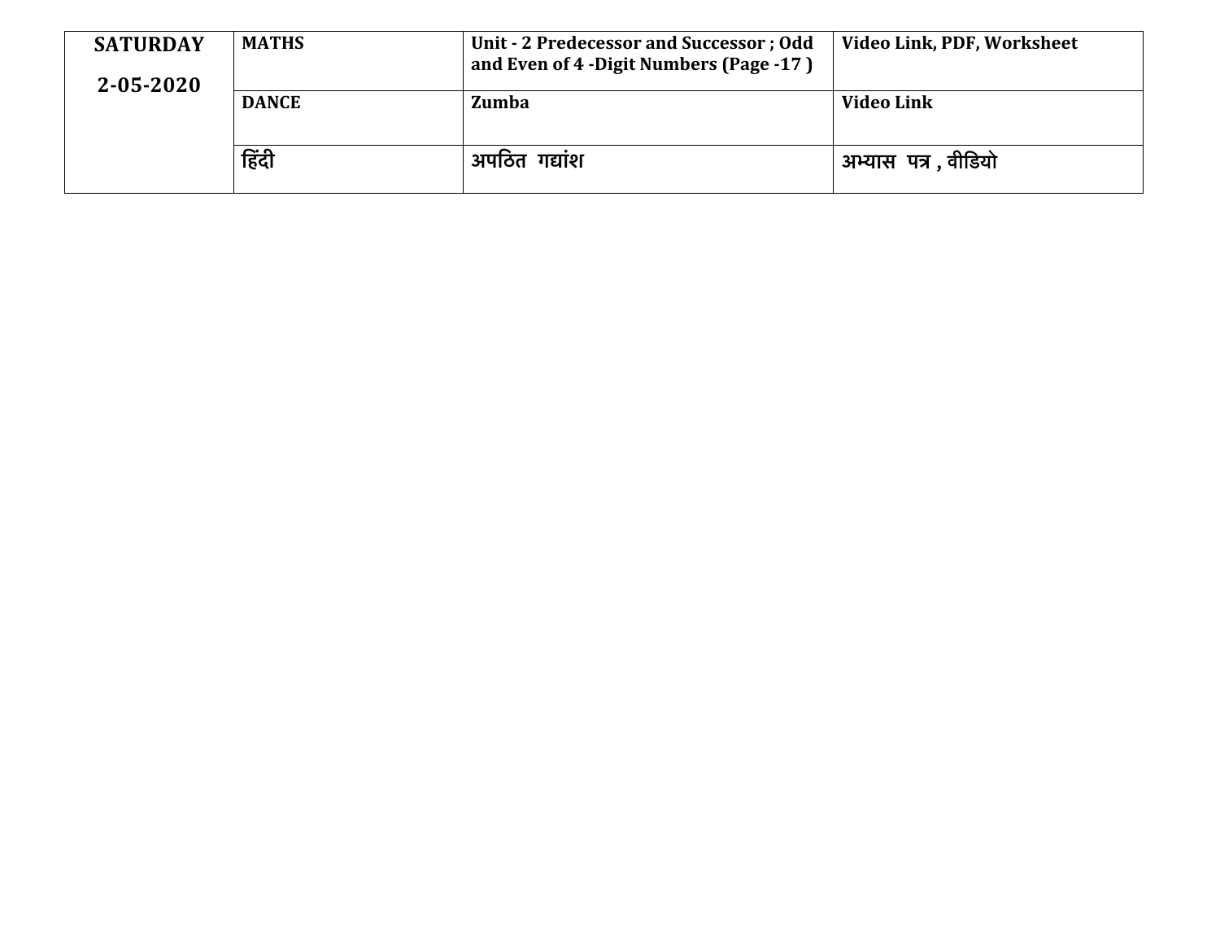| | | | |
|---|---|---|---|
| **SATURDAY**<br>**2-05-2020** | **MATHS** | **Unit - 2 Predecessor and Successor ; Odd and Even of 4 -Digit Numbers (Page -17 )** | **Video Link, PDF, Worksheet** |
| | **DANCE** | **Zumba** | **Video Link** |
| | **हिंदी** | **अपठित गद्यांश** | **अभ्यास पत्र , वीडियो** |